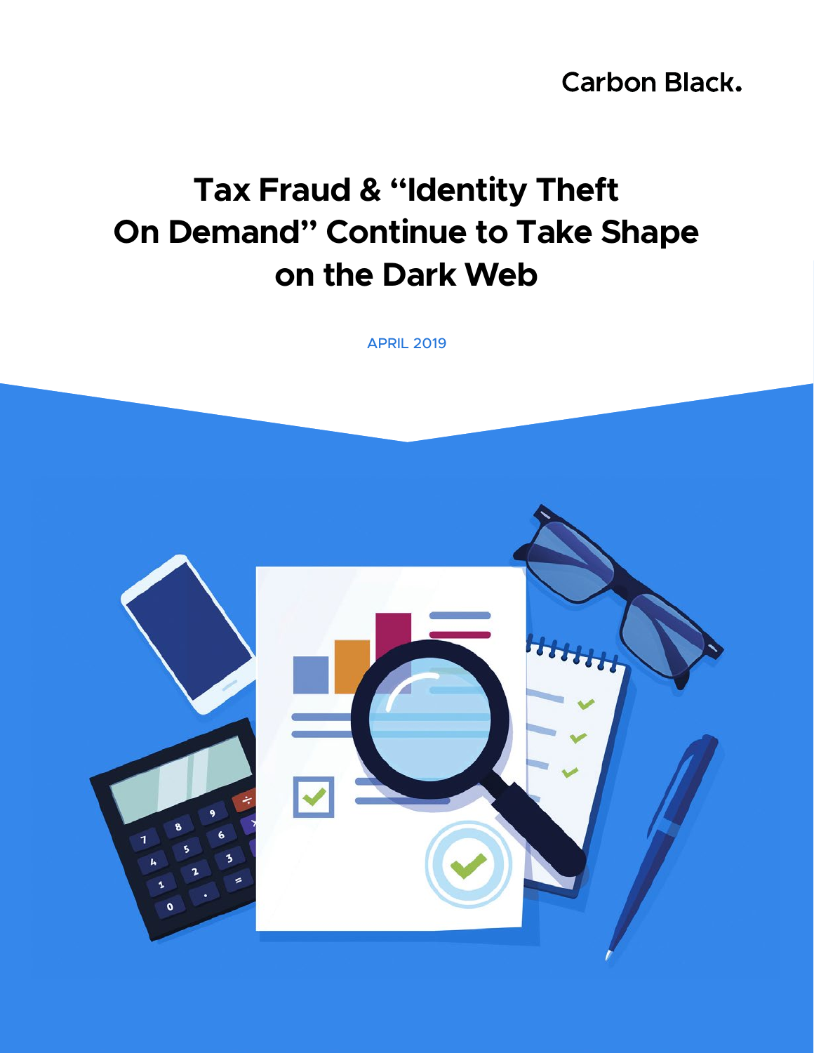Carbon Black.

# Tax Fraud & "Identity Theft On Demand" Continue to Take Shape on the Dark Web

APRIL 2019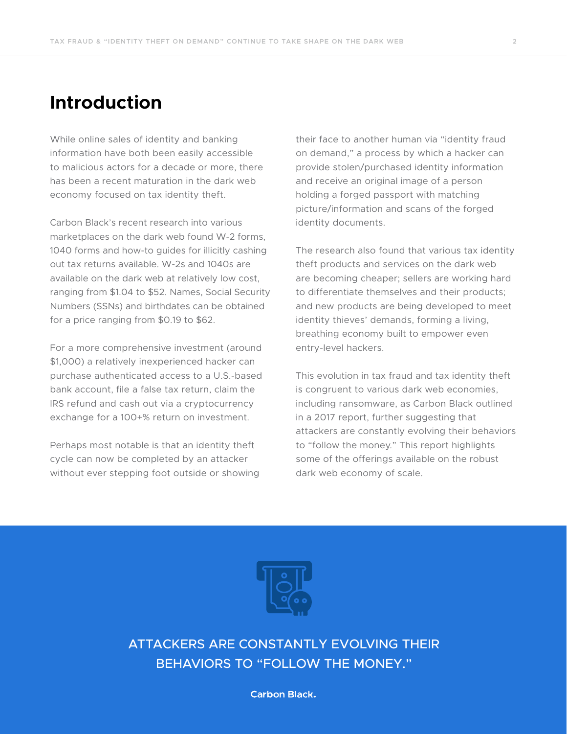# Introduction

While online sales of identity and banking information have both been easily accessible to malicious actors for a decade or more, there has been a recent maturation in the dark web economy focused on tax identity theft.

Carbon Black's recent research into various marketplaces on the dark web found W-2 forms, 1040 forms and how-to guides for illicitly cashing out tax returns available. W-2s and 1040s are available on the dark web at relatively low cost, ranging from $1.04 to $52. Names, Social Security Numbers (SSNs) and birthdates can be obtained for a price ranging from $0.19 to $62.

For a more comprehensive investment (around $1,000) a relatively inexperienced hacker can purchase authenticated access to a U.S.-based bank account, file a false tax return, claim the IRS refund and cash out via a cryptocurrency exchange for a 100+% return on investment.

Perhaps most notable is that an identity theft cycle can now be completed by an attacker without ever stepping foot outside or showing their face to another human via "identity fraud on demand," a process by which a hacker can provide stolen/purchased identity information and receive an original image of a person holding a forged passport with matching picture/information and scans of the forged identity documents.

The research also found that various tax identity theft products and services on the dark web are becoming cheaper; sellers are working hard to differentiate themselves and their products; and new products are being developed to meet identity thieves' demands, forming a living, breathing economy built to empower even entry-level hackers.

This evolution in tax fraud and tax identity theft is congruent to various dark web economies, including ransomware, as Carbon Black outlined in a 2017 report, further suggesting that attackers are constantly evolving their behaviors to "follow the money." This report highlights some of the offerings available on the robust dark web economy of scale.

ATTACKERS ARE CONSTANTLY EVOLVING THEIR BEHAVIORS TO "FOLLOW THE MONEY."

Carbon Black.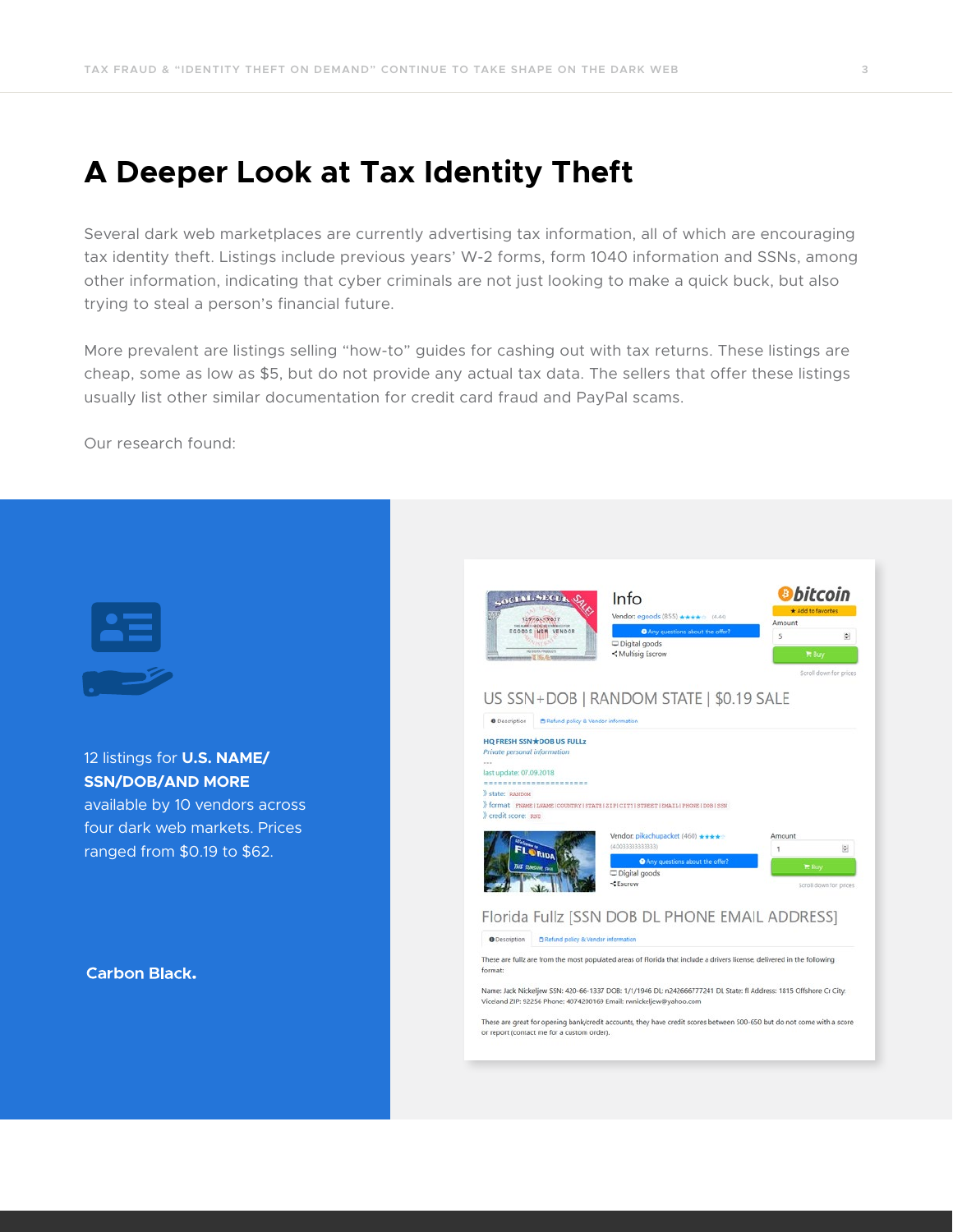# A Deeper Look at Tax Identity Theft

Several dark web marketplaces are currently advertising tax information, all of which are encouraging tax identity theft. Listings include previous years' W-2 forms, form 1040 information and SSNs, among other information, indicating that cyber criminals are not just looking to make a quick buck, but also trying to steal a person's financial future.

More prevalent are listings selling "how-to" guides for cashing out with tax returns. These listings are cheap, some as low as $5, but do not provide any actual tax data. The sellers that offer these listings usually list other similar documentation for credit card fraud and PayPal scams.

Our research found:

12 listings for **U.S. NAME/SSN/DOB/AND MORE** available by 10 vendors across four dark web markets. Prices ranged from $0.19 to $62.

**Carbon Black.**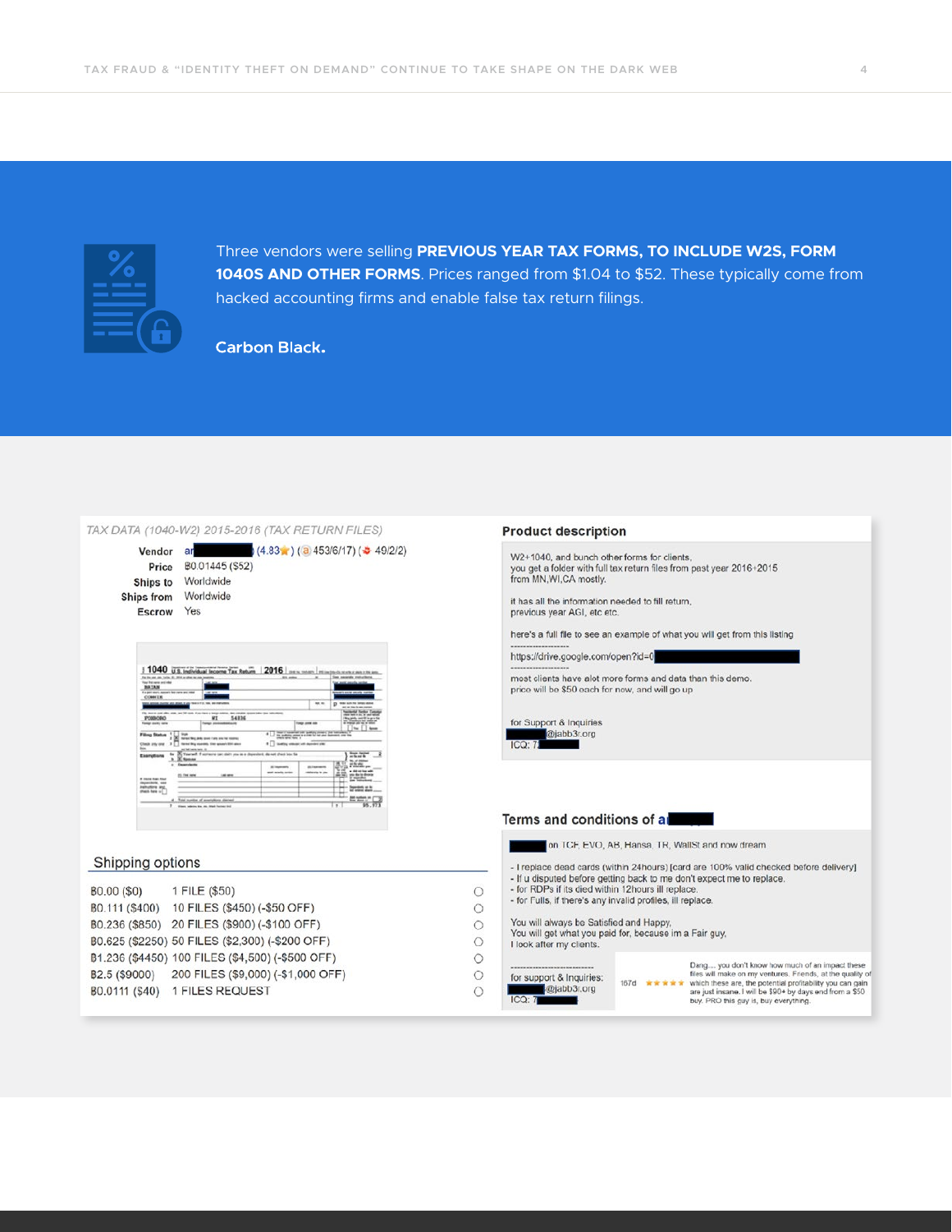Three vendors were selling **PREVIOUS YEAR TAX FORMS, TO INCLUDE W2S, FORM 1040S AND OTHER FORMS**. Prices ranged from $1.04 to $52. These typically come from hacked accounting firms and enable false tax return filings.

**Carbon Black.**

*TAX DATA (1040-W2) 2015-2016 (TAX RETURN FILES)*

| | |
|---|---|
| Vendor | a█████ (4.83★) (ⓐ 453/6/17) (❤ 49/2/2) |
| Price | B0.01445 ($52) |
| Ships to | Worldwide |
| Ships from | Worldwide |
| Escrow | Yes |

**Shipping options**

| | |
|---|---|
| B0.00 ($0) | 1 FILE ($50) |
| B0.111 ($400) | 10 FILES ($450) (-$50 OFF) |
| B0.236 ($850) | 20 FILES ($900) (-$100 OFF) |
| B0.625 ($2250) | 50 FILES ($2,300) (-$200 OFF) |
| B1.236 ($4450) | 100 FILES ($4,500) (-$500 OFF) |
| B2.5 ($9000) | 200 FILES ($9,000) (-$1,000 OFF) |
| B0.0111 ($40) | 1 FILES REQUEST |

**Product description**

W2+1040, and bunch other forms for clients,
you get a folder with full tax return files from past year 2016+2015
from MN,WI,CA mostly.

it has all the information needed to fill return,
previous year AGI, etc etc.

here's a full file to see an example of what you will get from this listing
------------------
https://drive.google.com/open?id=0█████
------------------
most clients have alot more forms and data than this demo.
price will be $50 each for now, and will go up

for Support & Inquiries
█████@jabb3r.org
ICQ: 7█████

**Terms and conditions of a█████**

█████ on TCF, EVO, AB, Hansa, TR, WallSt and now dream

- I replace dead cards (within 24hours) [card are 100% valid checked before delivery]
- If u disputed before getting back to me don't expect me to replace.
- for RDPs if its died within 12hours ill replace.
- for Fulls, if there's any invalid profiles, ill replace.

You will always be Satisfied and Happy,
You will get what you paid for, because im a Fair guy,
I look after my clients.

------------------
for support & Inquiries:
█████@jabb3r.org
ICQ: 7█████

167d ★★★★★ Dang.... you don't know how much of an impact these files will make on my ventures. Friends, at the quality of which these are, the potential profitability you can gain are just insane. I will be $90+ by days end from a $50 buy. PRO this guy is, buy everything.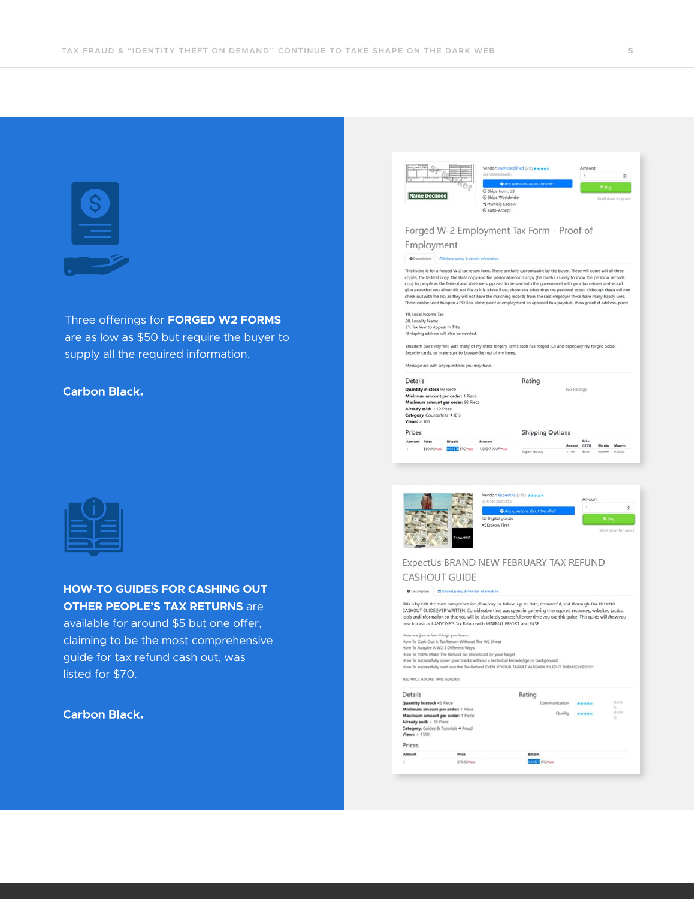Three offerings for **FORGED W2 FORMS** are as low as $50 but require the buyer to supply all the required information.

**Carbon Black.**

**HOW-TO GUIDES FOR CASHING OUT OTHER PEOPLE'S TAX RETURNS** are available for around $5 but one offer, claiming to be the most comprehensive guide for tax refund cash out, was listed for $70.

**Carbon Black.**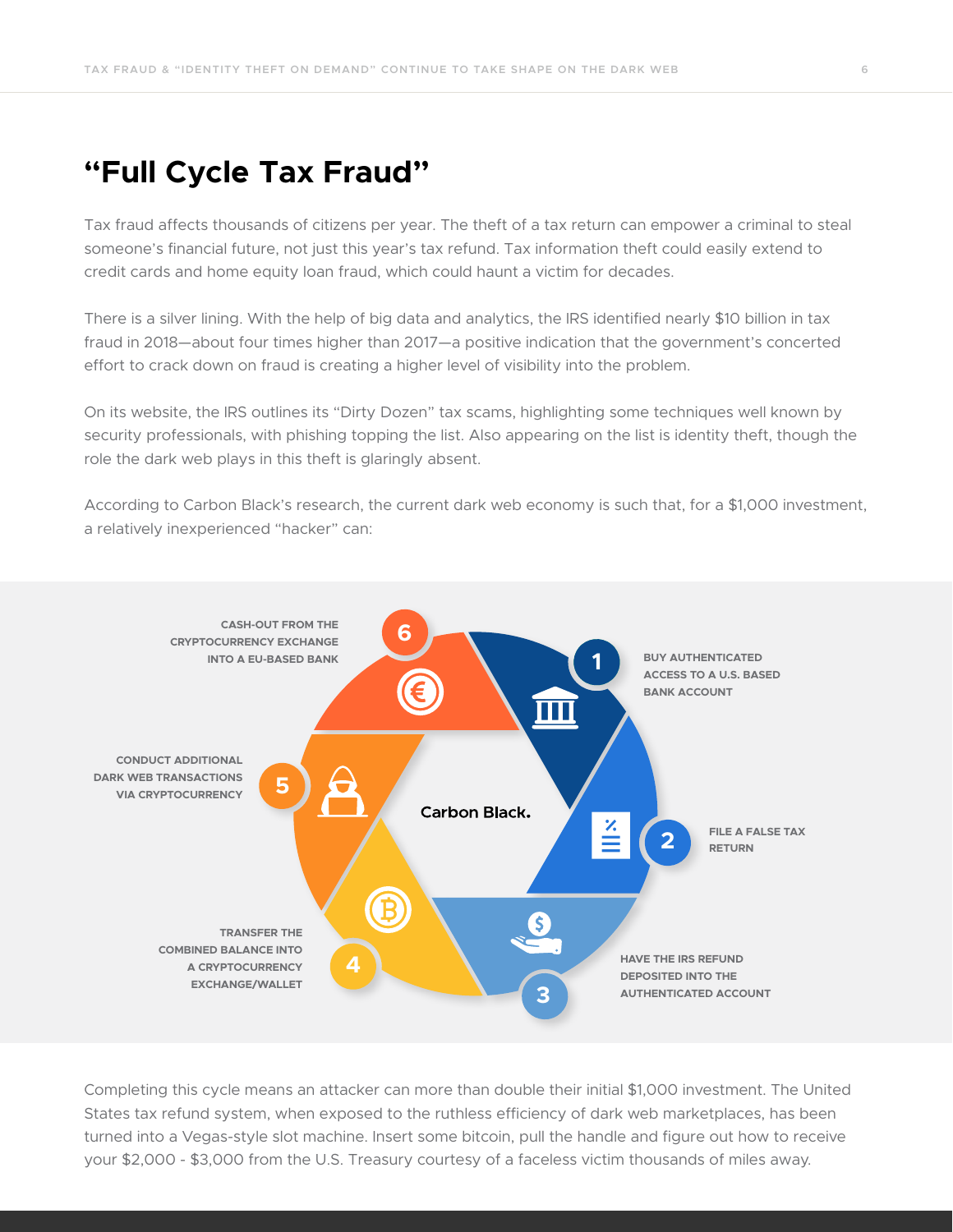# "Full Cycle Tax Fraud"

Tax fraud affects thousands of citizens per year. The theft of a tax return can empower a criminal to steal someone's financial future, not just this year's tax refund. Tax information theft could easily extend to credit cards and home equity loan fraud, which could haunt a victim for decades.

There is a silver lining. With the help of big data and analytics, the IRS identified nearly $10 billion in tax fraud in 2018—about four times higher than 2017—a positive indication that the government's concerted effort to crack down on fraud is creating a higher level of visibility into the problem.

On its website, the IRS outlines its "Dirty Dozen" tax scams, highlighting some techniques well known by security professionals, with phishing topping the list. Also appearing on the list is identity theft, though the role the dark web plays in this theft is glaringly absent.

According to Carbon Black's research, the current dark web economy is such that, for a $1,000 investment, a relatively inexperienced "hacker" can:

1. BUY AUTHENTICATED ACCESS TO A U.S. BASED BANK ACCOUNT
2. FILE A FALSE TAX RETURN
3. HAVE THE IRS REFUND DEPOSITED INTO THE AUTHENTICATED ACCOUNT
4. TRANSFER THE COMBINED BALANCE INTO A CRYPTOCURRENCY EXCHANGE/WALLET
5. CONDUCT ADDITIONAL DARK WEB TRANSACTIONS VIA CRYPTOCURRENCY
6. CASH-OUT FROM THE CRYPTOCURRENCY EXCHANGE INTO A EU-BASED BANK

Carbon Black.

Completing this cycle means an attacker can more than double their initial $1,000 investment. The United States tax refund system, when exposed to the ruthless efficiency of dark web marketplaces, has been turned into a Vegas-style slot machine. Insert some bitcoin, pull the handle and figure out how to receive your $2,000 - $3,000 from the U.S. Treasury courtesy of a faceless victim thousands of miles away.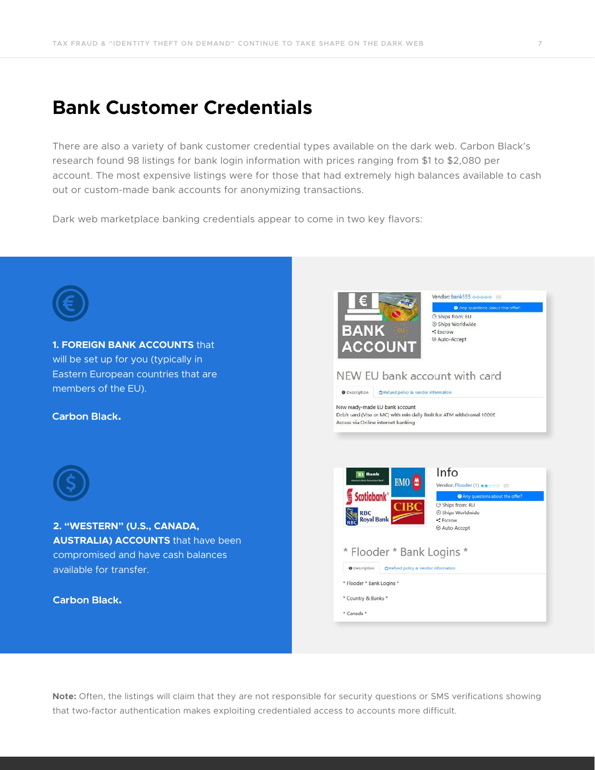# Bank Customer Credentials

There are also a variety of bank customer credential types available on the dark web. Carbon Black's research found 98 listings for bank login information with prices ranging from $1 to $2,080 per account. The most expensive listings were for those that had extremely high balances available to cash out or custom-made bank accounts for anonymizing transactions.

Dark web marketplace banking credentials appear to come in two key flavors:

**1. FOREIGN BANK ACCOUNTS** that will be set up for you (typically in Eastern European countries that are members of the EU).

**Carbon Black.**

**2. "WESTERN" (U.S., CANADA, AUSTRALIA) ACCOUNTS** that have been compromised and have cash balances available for transfer.

**Carbon Black.**

**Note:** Often, the listings will claim that they are not responsible for security questions or SMS verifications showing that two-factor authentication makes exploiting credentialed access to accounts more difficult.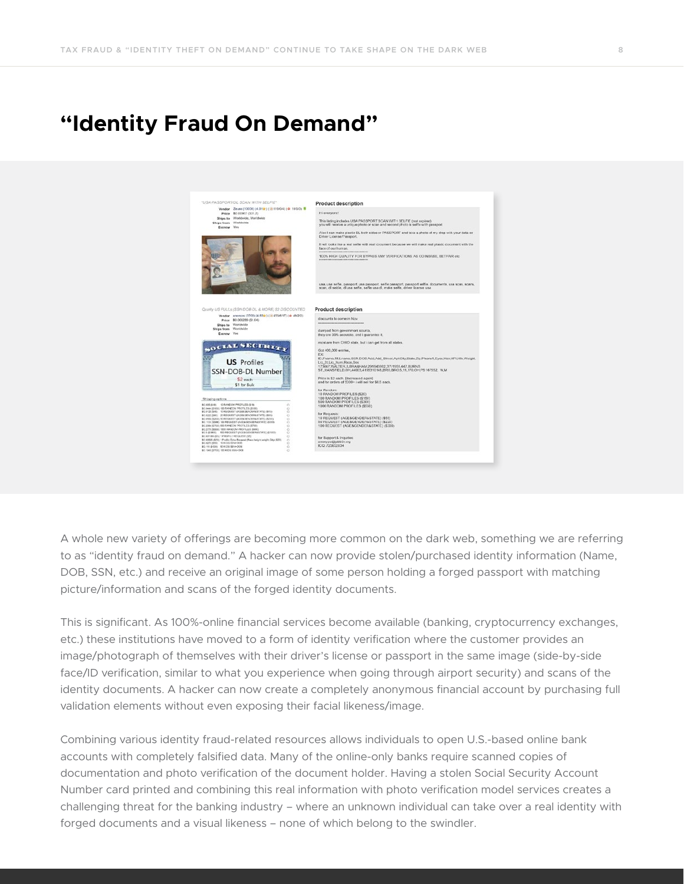# "Identity Fraud On Demand"

A whole new variety of offerings are becoming more common on the dark web, something we are referring to as "identity fraud on demand." A hacker can now provide stolen/purchased identity information (Name, DOB, SSN, etc.) and receive an original image of some person holding a forged passport with matching picture/information and scans of the forged identity documents.

This is significant. As 100%-online financial services become available (banking, cryptocurrency exchanges, etc.) these institutions have moved to a form of identity verification where the customer provides an image/photograph of themselves with their driver's license or passport in the same image (side-by-side face/ID verification, similar to what you experience when going through airport security) and scans of the identity documents. A hacker can now create a completely anonymous financial account by purchasing full validation elements without even exposing their facial likeness/image.

Combining various identity fraud-related resources allows individuals to open U.S.-based online bank accounts with completely falsified data. Many of the online-only banks require scanned copies of documentation and photo verification of the document holder. Having a stolen Social Security Account Number card printed and combining this real information with photo verification model services creates a challenging threat for the banking industry – where an unknown individual can take over a real identity with forged documents and a visual likeness – none of which belong to the swindler.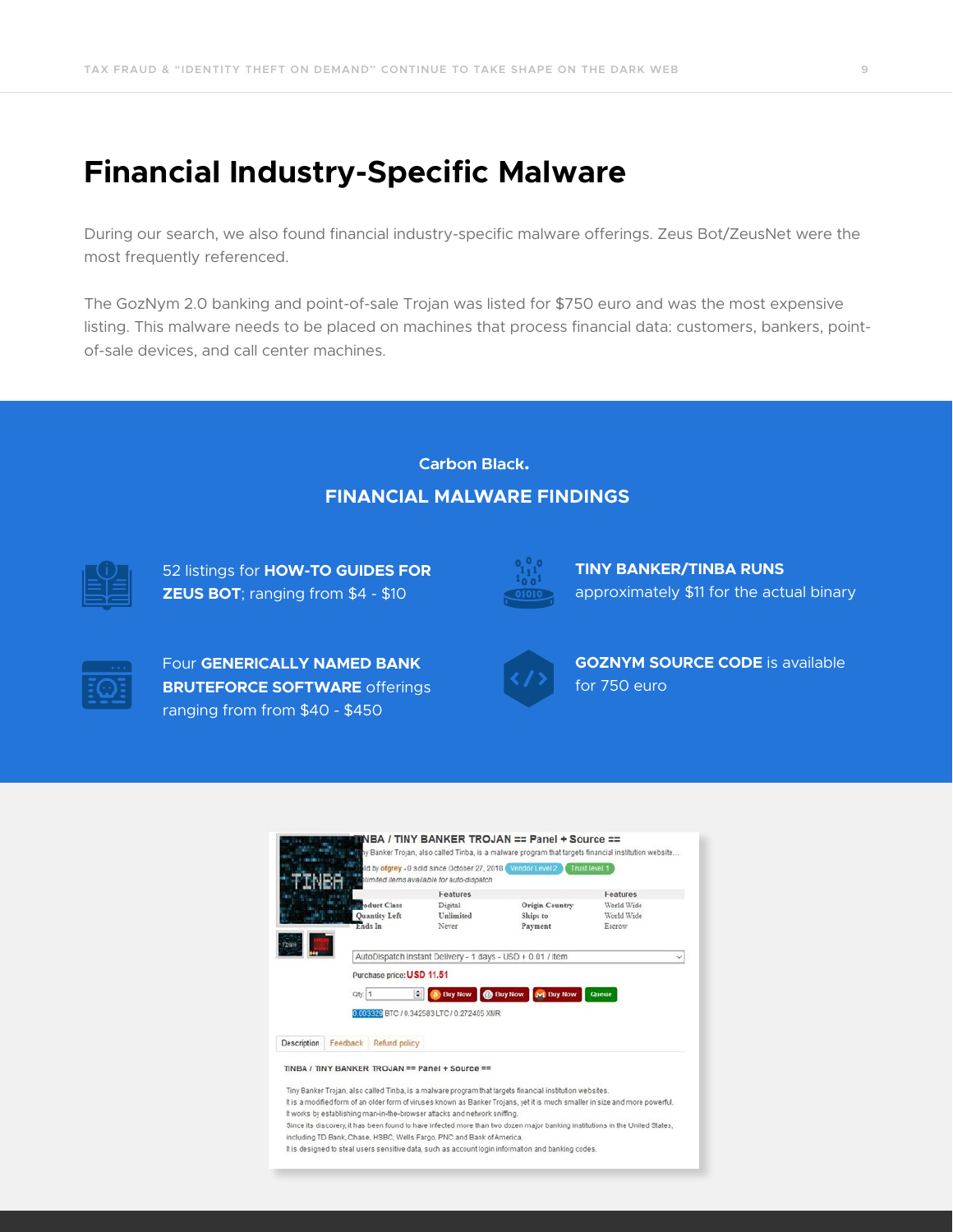# Financial Industry-Specific Malware

During our search, we also found financial industry-specific malware offerings. Zeus Bot/ZeusNet were the most frequently referenced.

The GozNym 2.0 banking and point-of-sale Trojan was listed for $750 euro and was the most expensive listing. This malware needs to be placed on machines that process financial data: customers, bankers, point-of-sale devices, and call center machines.

Carbon Black.

## FINANCIAL MALWARE FINDINGS

52 listings for **HOW-TO GUIDES FOR ZEUS BOT**; ranging from $4 - $10

**TINY BANKER/TINBA RUNS** approximately $11 for the actual binary

Four **GENERICALLY NAMED BANK BRUTEFORCE SOFTWARE** offerings ranging from from $40 - $450

**GOZNYM SOURCE CODE** is available for 750 euro

TINBA / TINY BANKER TROJAN == Panel + Source ==

Tiny Banker Trojan, also called Tinba, is a malware program that targets financial institution website...

Sold by ofgrey - 0 sold since October 27, 2018 Vendor Level 2 Trust level 1

Unlimited items available for auto-dispatch

| | Features | | Features |
|---|---|---|---|
| Product Class | Digital | Origin Country | World Wide |
| Quantity Left | Unlimited | Ships to | World Wide |
| Ends In | Never | Payment | Escrow |

AutoDispatch Instant Delivery - 1 days - USD + 0.01 / item

Purchase price: USD 11.51

Qty 1 Buy Now Buy Now Buy Now Queue

0.003329 BTC / 0.342583 LTC / 0.272405 XMR

Description Feedback Refund policy

TINBA / TINY BANKER TROJAN == Panel + Source ==

Tiny Banker Trojan, also called Tinba, is a malware program that targets financial institution websites.
It is a modified form of an older form of viruses known as Banker Trojans, yet it is much smaller in size and more powerful.
It works by establishing man-in-the-browser attacks and network sniffing.
Since its discovery, it has been found to have infected more than two dozen major banking institutions in the United States, including TD Bank, Chase, HSBC, Wells Fargo, PNC and Bank of America.
It is designed to steal users sensitive data, such as account login information and banking codes.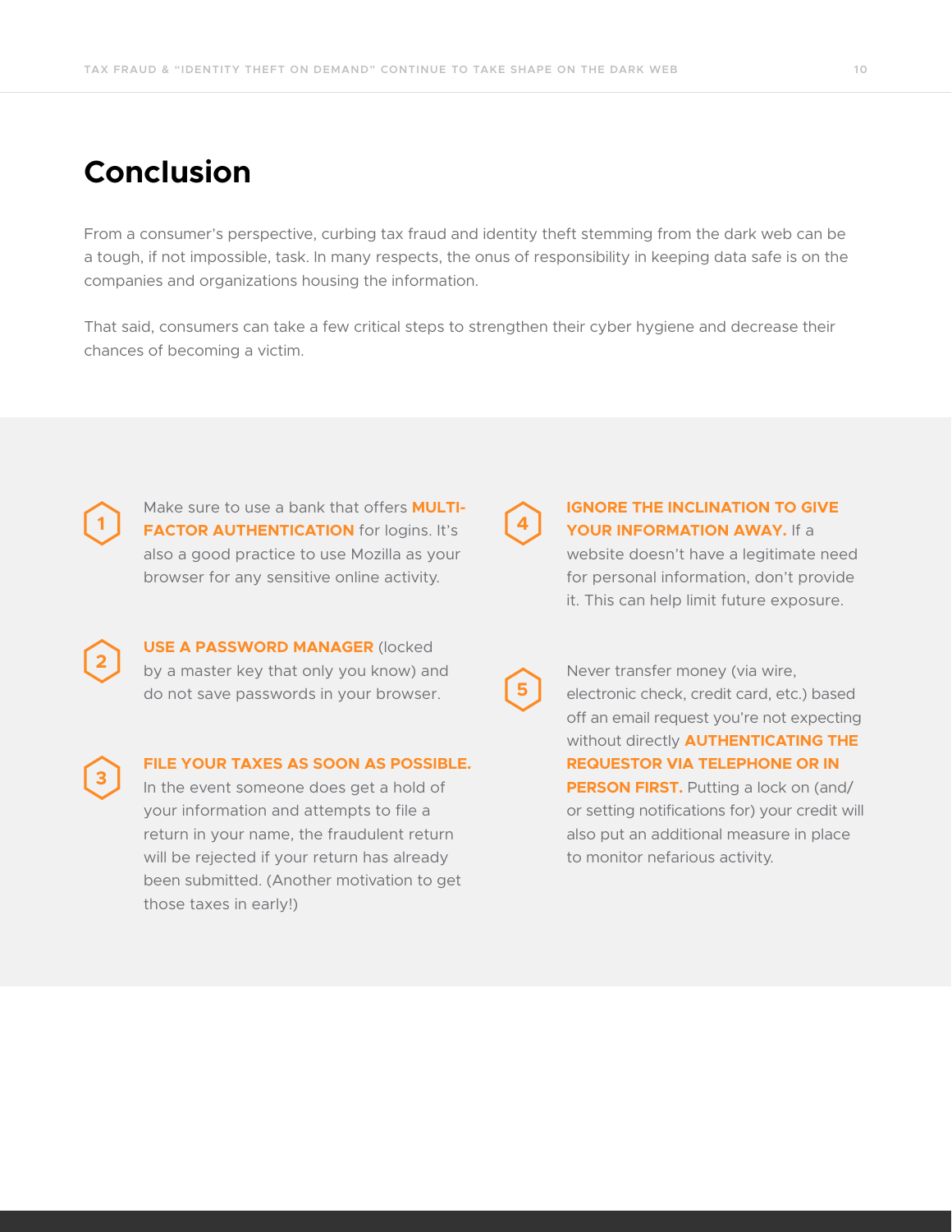# Conclusion

From a consumer's perspective, curbing tax fraud and identity theft stemming from the dark web can be a tough, if not impossible, task. In many respects, the onus of responsibility in keeping data safe is on the companies and organizations housing the information.

That said, consumers can take a few critical steps to strengthen their cyber hygiene and decrease their chances of becoming a victim.

1. Make sure to use a bank that offers **MULTI-FACTOR AUTHENTICATION** for logins. It's also a good practice to use Mozilla as your browser for any sensitive online activity.

2. **USE A PASSWORD MANAGER** (locked by a master key that only you know) and do not save passwords in your browser.

3. **FILE YOUR TAXES AS SOON AS POSSIBLE.** In the event someone does get a hold of your information and attempts to file a return in your name, the fraudulent return will be rejected if your return has already been submitted. (Another motivation to get those taxes in early!)

4. **IGNORE THE INCLINATION TO GIVE YOUR INFORMATION AWAY.** If a website doesn't have a legitimate need for personal information, don't provide it. This can help limit future exposure.

5. Never transfer money (via wire, electronic check, credit card, etc.) based off an email request you're not expecting without directly **AUTHENTICATING THE REQUESTOR VIA TELEPHONE OR IN PERSON FIRST.** Putting a lock on (and/or setting notifications for) your credit will also put an additional measure in place to monitor nefarious activity.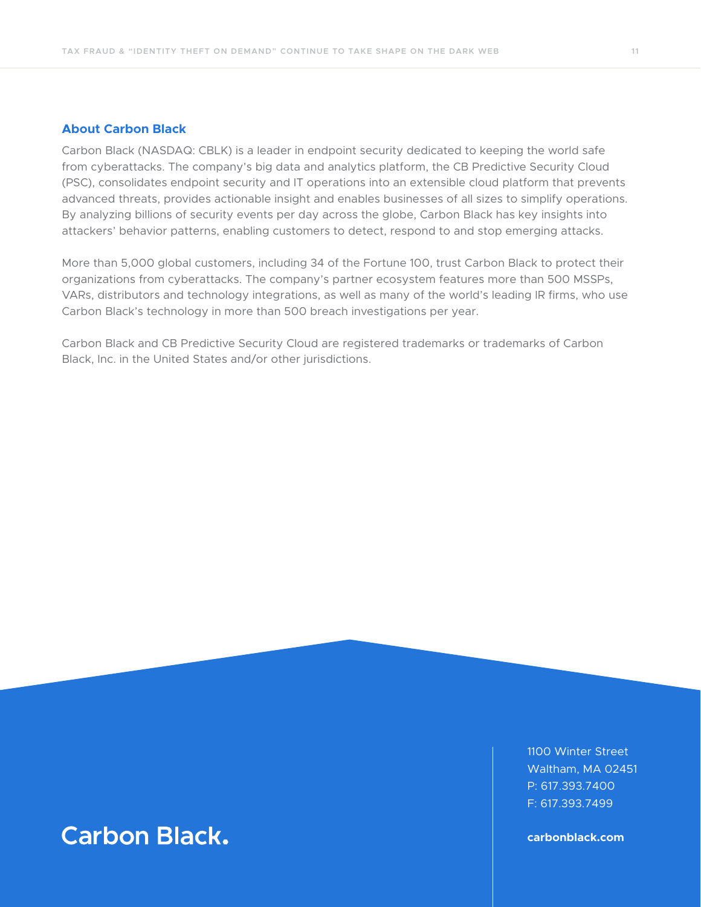## About Carbon Black

Carbon Black (NASDAQ: CBLK) is a leader in endpoint security dedicated to keeping the world safe from cyberattacks. The company's big data and analytics platform, the CB Predictive Security Cloud (PSC), consolidates endpoint security and IT operations into an extensible cloud platform that prevents advanced threats, provides actionable insight and enables businesses of all sizes to simplify operations. By analyzing billions of security events per day across the globe, Carbon Black has key insights into attackers' behavior patterns, enabling customers to detect, respond to and stop emerging attacks.

More than 5,000 global customers, including 34 of the Fortune 100, trust Carbon Black to protect their organizations from cyberattacks. The company's partner ecosystem features more than 500 MSSPs, VARs, distributors and technology integrations, as well as many of the world's leading IR firms, who use Carbon Black's technology in more than 500 breach investigations per year.

Carbon Black and CB Predictive Security Cloud are registered trademarks or trademarks of Carbon Black, Inc. in the United States and/or other jurisdictions.

Carbon Black.

1100 Winter Street
Waltham, MA 02451
P: 617.393.7400
F: 617.393.7499

**carbonblack.com**